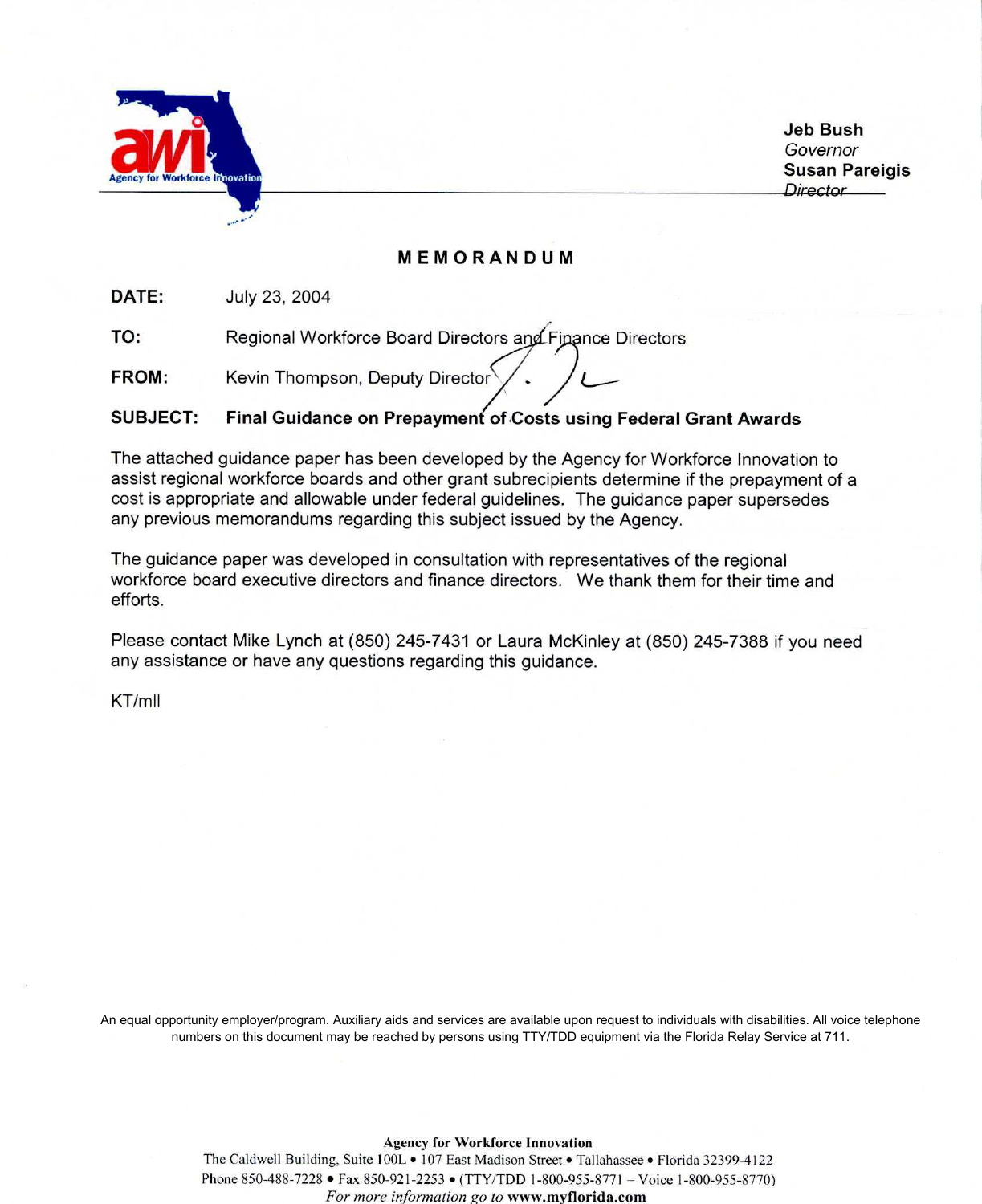Agency for Workforce Innovation

**Jeb Bush**
*Governor*
**Susan Pareigis**
*Director*

# MEMORANDUM

**DATE:** July 23, 2004

**TO:** Regional Workforce Board Directors and Finance Directors

**FROM:** Kevin Thompson, Deputy Director

**SUBJECT:** **Final Guidance on Prepayment of Costs using Federal Grant Awards**

The attached guidance paper has been developed by the Agency for Workforce Innovation to assist regional workforce boards and other grant subrecipients determine if the prepayment of a cost is appropriate and allowable under federal guidelines. The guidance paper supersedes any previous memorandums regarding this subject issued by the Agency.

The guidance paper was developed in consultation with representatives of the regional workforce board executive directors and finance directors. We thank them for their time and efforts.

Please contact Mike Lynch at (850) 245-7431 or Laura McKinley at (850) 245-7388 if you need any assistance or have any questions regarding this guidance.

KT/mll

An equal opportunity employer/program. Auxiliary aids and services are available upon request to individuals with disabilities. All voice telephone numbers on this document may be reached by persons using TTY/TDD equipment via the Florida Relay Service at 711.

**Agency for Workforce Innovation**
The Caldwell Building, Suite 100L • 107 East Madison Street • Tallahassee • Florida 32399-4122
Phone 850-488-7228 • Fax 850-921-2253 • (TTY/TDD 1-800-955-8771 – Voice 1-800-955-8770)
*For more information go to* **www.myflorida.com**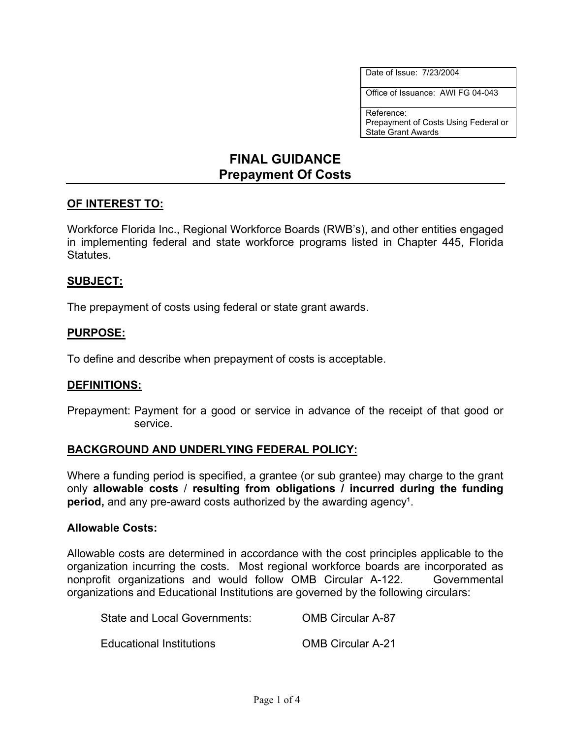| Date of Issue: 7/23/2004 |
|---|
| Office of Issuance: AWI FG 04-043 |
| Reference: Prepayment of Costs Using Federal or State Grant Awards |

# FINAL GUIDANCE
## Prepayment Of Costs

### OF INTEREST TO:

Workforce Florida Inc., Regional Workforce Boards (RWB's), and other entities engaged in implementing federal and state workforce programs listed in Chapter 445, Florida Statutes.

### SUBJECT:

The prepayment of costs using federal or state grant awards.

### PURPOSE:

To define and describe when prepayment of costs is acceptable.

### DEFINITIONS:

Prepayment: Payment for a good or service in advance of the receipt of that good or service.

### BACKGROUND AND UNDERLYING FEDERAL POLICY:

Where a funding period is specified, a grantee (or sub grantee) may charge to the grant only **allowable costs** / **resulting from obligations / incurred during the funding period,** and any pre-award costs authorized by the awarding agency[1].

**Allowable Costs:**

Allowable costs are determined in accordance with the cost principles applicable to the organization incurring the costs. Most regional workforce boards are incorporated as nonprofit organizations and would follow OMB Circular A-122. Governmental organizations and Educational Institutions are governed by the following circulars:

| | |
|---|---|
| State and Local Governments: | OMB Circular A-87 |
| Educational Institutions | OMB Circular A-21 |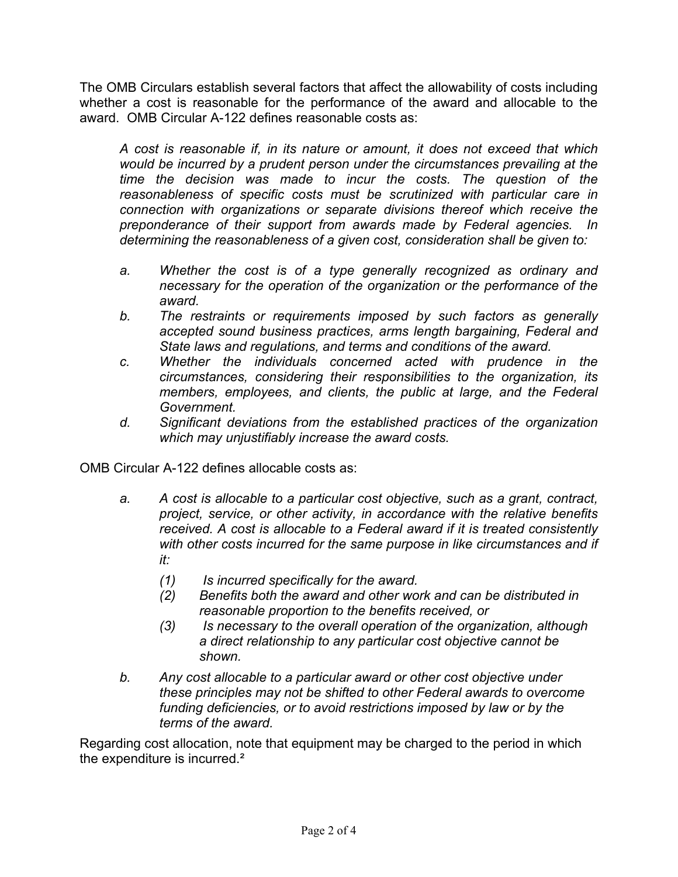The OMB Circulars establish several factors that affect the allowability of costs including whether a cost is reasonable for the performance of the award and allocable to the award. OMB Circular A-122 defines reasonable costs as:

> *A cost is reasonable if, in its nature or amount, it does not exceed that which would be incurred by a prudent person under the circumstances prevailing at the time the decision was made to incur the costs. The question of the reasonableness of specific costs must be scrutinized with particular care in connection with organizations or separate divisions thereof which receive the preponderance of their support from awards made by Federal agencies. In determining the reasonableness of a given cost, consideration shall be given to:*
>
> *a. Whether the cost is of a type generally recognized as ordinary and necessary for the operation of the organization or the performance of the award.*
>
> *b. The restraints or requirements imposed by such factors as generally accepted sound business practices, arms length bargaining, Federal and State laws and regulations, and terms and conditions of the award.*
>
> *c. Whether the individuals concerned acted with prudence in the circumstances, considering their responsibilities to the organization, its members, employees, and clients, the public at large, and the Federal Government.*
>
> *d. Significant deviations from the established practices of the organization which may unjustifiably increase the award costs.*

OMB Circular A-122 defines allocable costs as:

> *a. A cost is allocable to a particular cost objective, such as a grant, contract, project, service, or other activity, in accordance with the relative benefits received. A cost is allocable to a Federal award if it is treated consistently with other costs incurred for the same purpose in like circumstances and if it:*
>
> *(1) Is incurred specifically for the award.*
>
> *(2) Benefits both the award and other work and can be distributed in reasonable proportion to the benefits received, or*
>
> *(3) Is necessary to the overall operation of the organization, although a direct relationship to any particular cost objective cannot be shown.*
>
> *b. Any cost allocable to a particular award or other cost objective under these principles may not be shifted to other Federal awards to overcome funding deficiencies, or to avoid restrictions imposed by law or by the terms of the award.*

Regarding cost allocation, note that equipment may be charged to the period in which the expenditure is incurred.[2]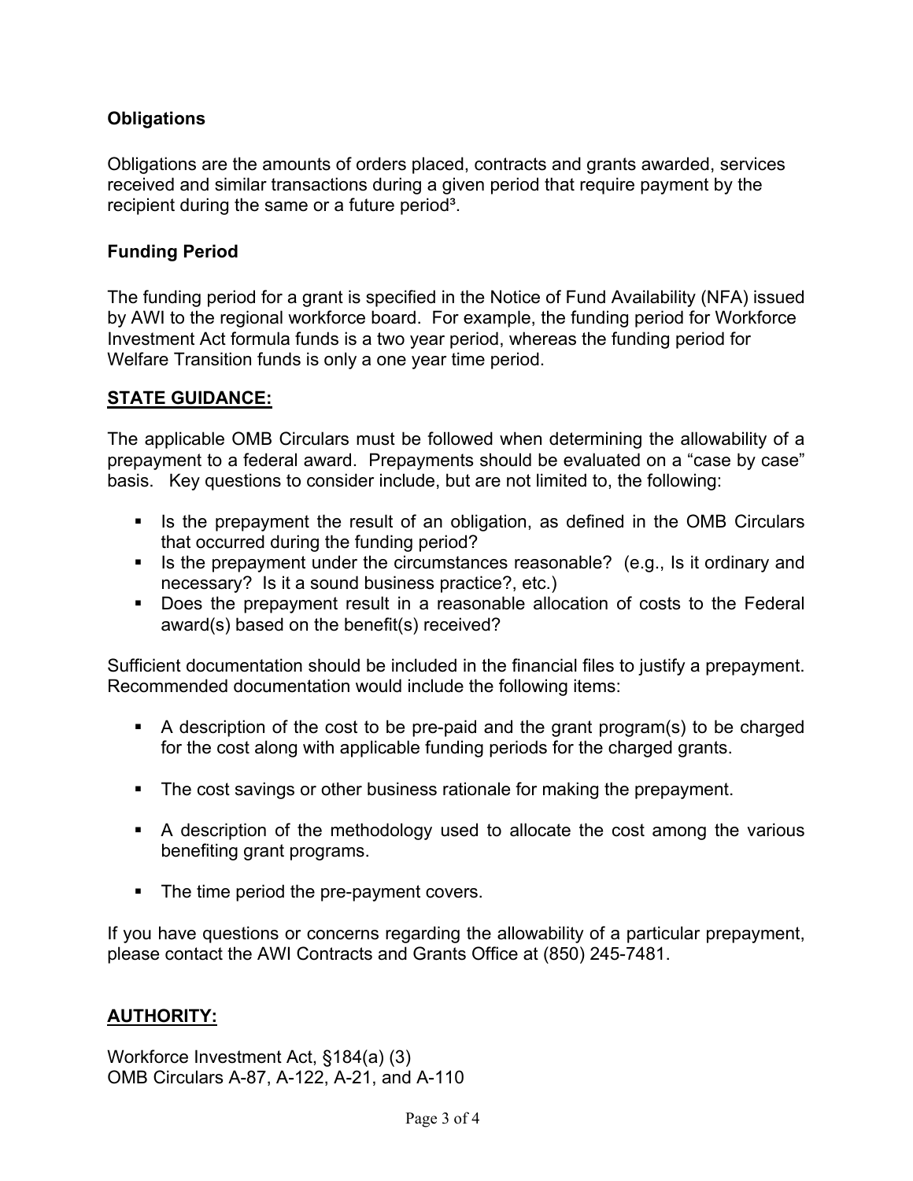**Obligations**

Obligations are the amounts of orders placed, contracts and grants awarded, services received and similar transactions during a given period that require payment by the recipient during the same or a future period[3].

**Funding Period**

The funding period for a grant is specified in the Notice of Fund Availability (NFA) issued by AWI to the regional workforce board. For example, the funding period for Workforce Investment Act formula funds is a two year period, whereas the funding period for Welfare Transition funds is only a one year time period.

## STATE GUIDANCE:

The applicable OMB Circulars must be followed when determining the allowability of a prepayment to a federal award. Prepayments should be evaluated on a "case by case" basis. Key questions to consider include, but are not limited to, the following:

- Is the prepayment the result of an obligation, as defined in the OMB Circulars that occurred during the funding period?
- Is the prepayment under the circumstances reasonable? (e.g., Is it ordinary and necessary? Is it a sound business practice?, etc.)
- Does the prepayment result in a reasonable allocation of costs to the Federal award(s) based on the benefit(s) received?

Sufficient documentation should be included in the financial files to justify a prepayment. Recommended documentation would include the following items:

- A description of the cost to be pre-paid and the grant program(s) to be charged for the cost along with applicable funding periods for the charged grants.
- The cost savings or other business rationale for making the prepayment.
- A description of the methodology used to allocate the cost among the various benefiting grant programs.
- The time period the pre-payment covers.

If you have questions or concerns regarding the allowability of a particular prepayment, please contact the AWI Contracts and Grants Office at (850) 245-7481.

## AUTHORITY:

Workforce Investment Act, §184(a) (3)
OMB Circulars A-87, A-122, A-21, and A-110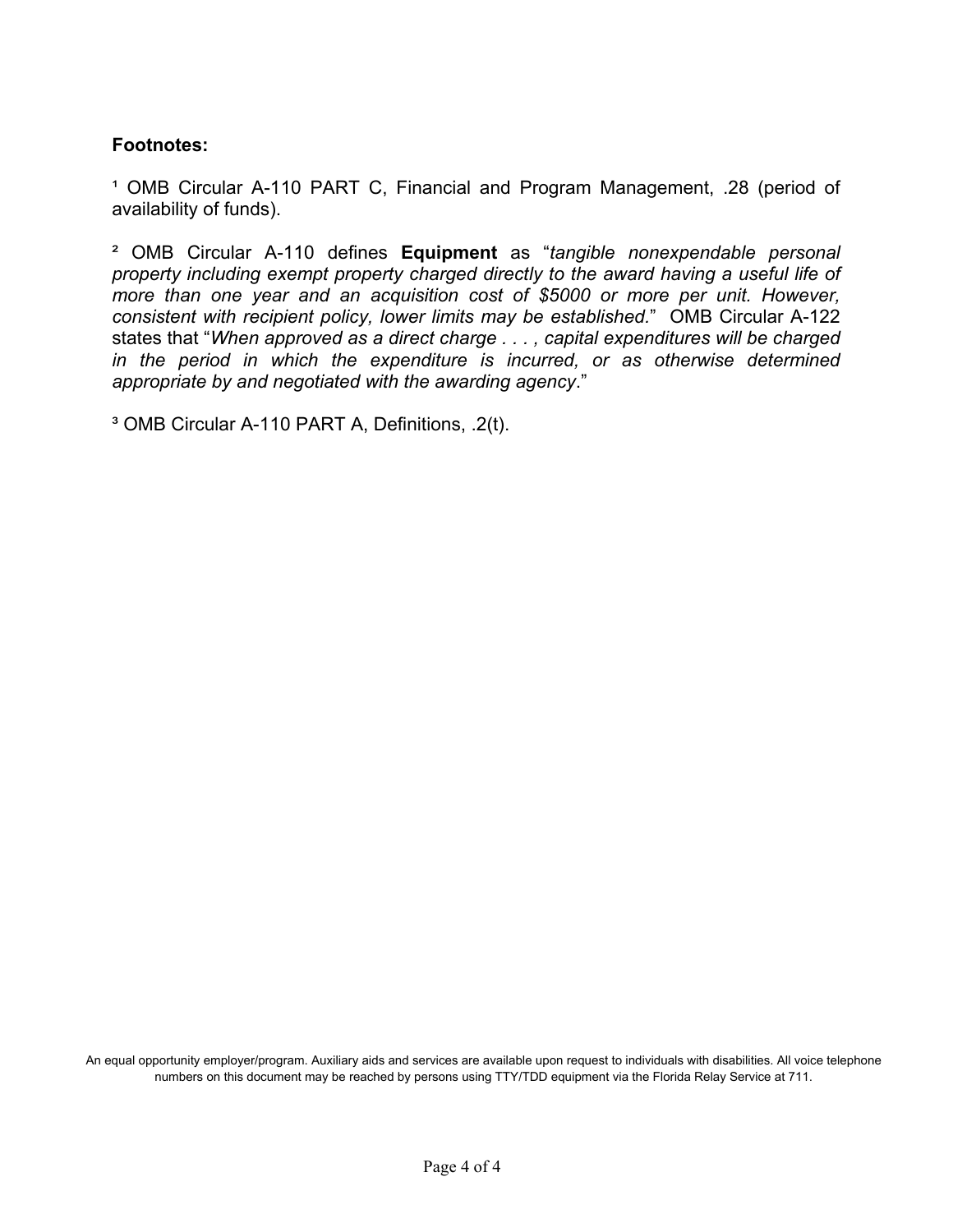**Footnotes:**

[1] OMB Circular A-110 PART C, Financial and Program Management, .28 (period of availability of funds).

[2] OMB Circular A-110 defines **Equipment** as "*tangible nonexpendable personal property including exempt property charged directly to the award having a useful life of more than one year and an acquisition cost of $5000 or more per unit. However, consistent with recipient policy, lower limits may be established.*" OMB Circular A-122 states that "*When approved as a direct charge . . . , capital expenditures will be charged in the period in which the expenditure is incurred, or as otherwise determined appropriate by and negotiated with the awarding agency*."

[3] OMB Circular A-110 PART A, Definitions, .2(t).

An equal opportunity employer/program. Auxiliary aids and services are available upon request to individuals with disabilities. All voice telephone numbers on this document may be reached by persons using TTY/TDD equipment via the Florida Relay Service at 711.